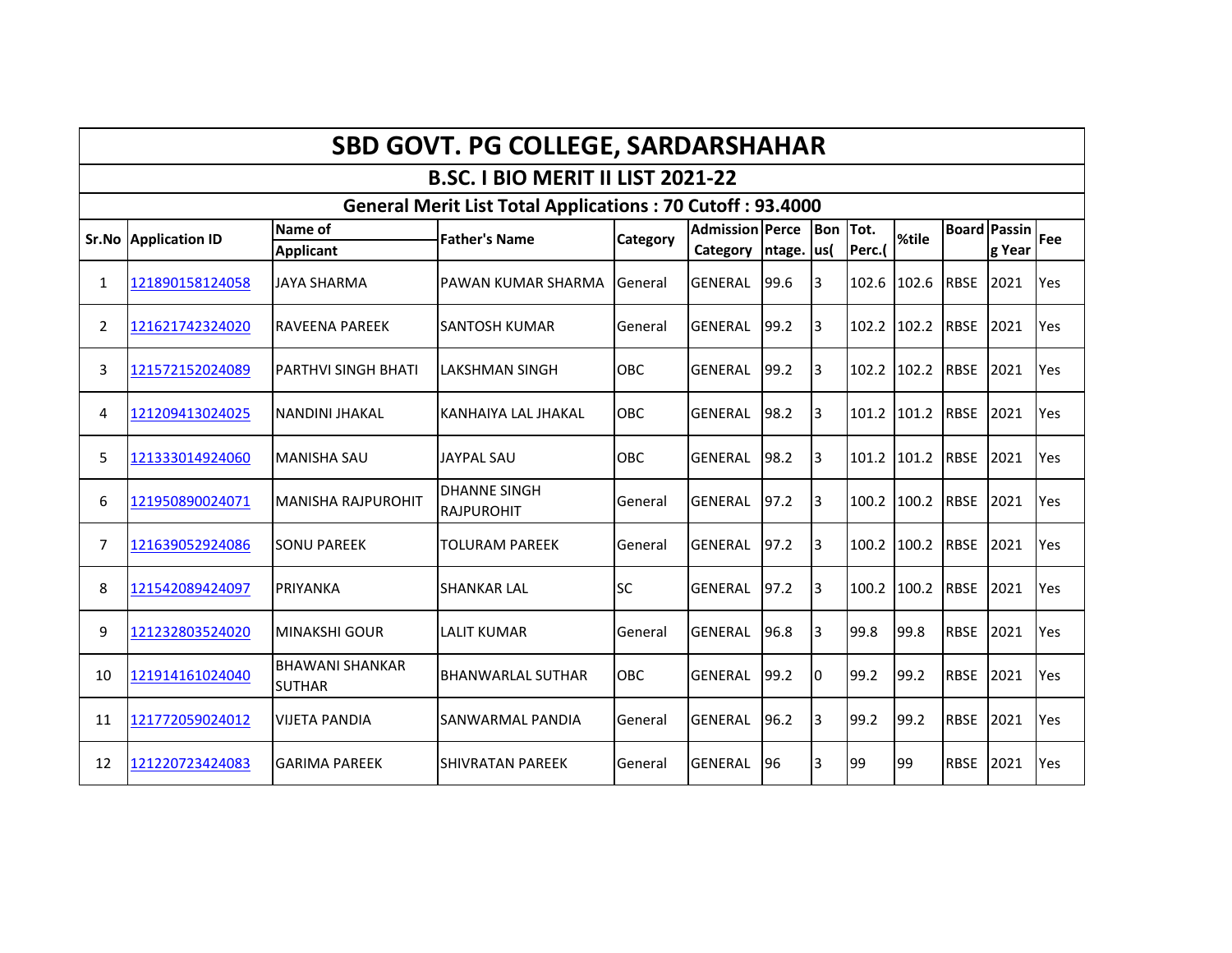# SBD GOVT. PG COLLEGE, SARDARSHAHAR

## B.SC. I BIO MERIT II LIST 2021-22

### General Merit List Total Applications : 70 Cutoff : 93.4000

| Sr.No | Application ID | Name of Applicant | Father's Name | Category | Admission Category | Percentage. | Bonus( | Tot. Perc.( | %tile | Board | Passing Year | Fee |
|---|---|---|---|---|---|---|---|---|---|---|---|---|
| 1 | 121890158124058 | JAYA SHARMA | PAWAN KUMAR SHARMA | General | GENERAL | 99.6 | 3 | 102.6 | 102.6 | RBSE | 2021 | Yes |
| 2 | 121621742324020 | RAVEENA PAREEK | SANTOSH KUMAR | General | GENERAL | 99.2 | 3 | 102.2 | 102.2 | RBSE | 2021 | Yes |
| 3 | 121572152024089 | PARTHVI SINGH BHATI | LAKSHMAN SINGH | OBC | GENERAL | 99.2 | 3 | 102.2 | 102.2 | RBSE | 2021 | Yes |
| 4 | 121209413024025 | NANDINI JHAKAL | KANHAIYA LAL JHAKAL | OBC | GENERAL | 98.2 | 3 | 101.2 | 101.2 | RBSE | 2021 | Yes |
| 5 | 121333014924060 | MANISHA SAU | JAYPAL SAU | OBC | GENERAL | 98.2 | 3 | 101.2 | 101.2 | RBSE | 2021 | Yes |
| 6 | 121950890024071 | MANISHA RAJPUROHIT | DHANNE SINGH RAJPUROHIT | General | GENERAL | 97.2 | 3 | 100.2 | 100.2 | RBSE | 2021 | Yes |
| 7 | 121639052924086 | SONU PAREEK | TOLURAM PAREEK | General | GENERAL | 97.2 | 3 | 100.2 | 100.2 | RBSE | 2021 | Yes |
| 8 | 121542089424097 | PRIYANKA | SHANKAR LAL | SC | GENERAL | 97.2 | 3 | 100.2 | 100.2 | RBSE | 2021 | Yes |
| 9 | 121232803524020 | MINAKSHI GOUR | LALIT KUMAR | General | GENERAL | 96.8 | 3 | 99.8 | 99.8 | RBSE | 2021 | Yes |
| 10 | 121914161024040 | BHAWANI SHANKAR SUTHAR | BHANWARLAL SUTHAR | OBC | GENERAL | 99.2 | 0 | 99.2 | 99.2 | RBSE | 2021 | Yes |
| 11 | 121772059024012 | VIJETA PANDIA | SANWARMAL PANDIA | General | GENERAL | 96.2 | 3 | 99.2 | 99.2 | RBSE | 2021 | Yes |
| 12 | 121220723424083 | GARIMA PAREEK | SHIVRATAN PAREEK | General | GENERAL | 96 | 3 | 99 | 99 | RBSE | 2021 | Yes |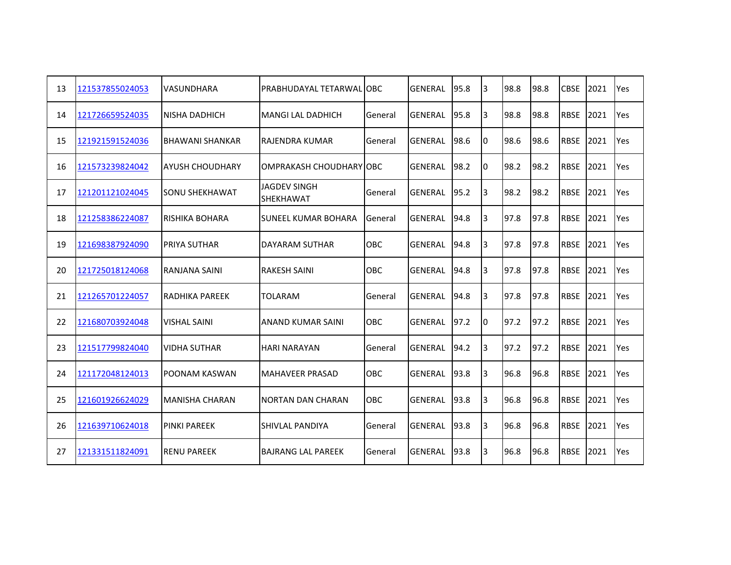| | | | | | | | | | | | | |
|---|---|---|---|---|---|---|---|---|---|---|---|---|
| 13 | 121537855024053 | VASUNDHARA | PRABHUDAYAL TETARWAL | OBC | GENERAL | 95.8 | 3 | 98.8 | 98.8 | CBSE | 2021 | Yes |
| 14 | 121726659524035 | NISHA DADHICH | MANGI LAL DADHICH | General | GENERAL | 95.8 | 3 | 98.8 | 98.8 | RBSE | 2021 | Yes |
| 15 | 121921591524036 | BHAWANI SHANKAR | RAJENDRA KUMAR | General | GENERAL | 98.6 | 0 | 98.6 | 98.6 | RBSE | 2021 | Yes |
| 16 | 121573239824042 | AYUSH CHOUDHARY | OMPRAKASH CHOUDHARY | OBC | GENERAL | 98.2 | 0 | 98.2 | 98.2 | RBSE | 2021 | Yes |
| 17 | 121201121024045 | SONU SHEKHAWAT | JAGDEV SINGH SHEKHAWAT | General | GENERAL | 95.2 | 3 | 98.2 | 98.2 | RBSE | 2021 | Yes |
| 18 | 121258386224087 | RISHIKA BOHARA | SUNEEL KUMAR BOHARA | General | GENERAL | 94.8 | 3 | 97.8 | 97.8 | RBSE | 2021 | Yes |
| 19 | 121698387924090 | PRIYA SUTHAR | DAYARAM SUTHAR | OBC | GENERAL | 94.8 | 3 | 97.8 | 97.8 | RBSE | 2021 | Yes |
| 20 | 121725018124068 | RANJANA SAINI | RAKESH SAINI | OBC | GENERAL | 94.8 | 3 | 97.8 | 97.8 | RBSE | 2021 | Yes |
| 21 | 121265701224057 | RADHIKA PAREEK | TOLARAM | General | GENERAL | 94.8 | 3 | 97.8 | 97.8 | RBSE | 2021 | Yes |
| 22 | 121680703924048 | VISHAL SAINI | ANAND KUMAR SAINI | OBC | GENERAL | 97.2 | 0 | 97.2 | 97.2 | RBSE | 2021 | Yes |
| 23 | 121517799824040 | VIDHA SUTHAR | HARI NARAYAN | General | GENERAL | 94.2 | 3 | 97.2 | 97.2 | RBSE | 2021 | Yes |
| 24 | 121172048124013 | POONAM KASWAN | MAHAVEER PRASAD | OBC | GENERAL | 93.8 | 3 | 96.8 | 96.8 | RBSE | 2021 | Yes |
| 25 | 121601926624029 | MANISHA CHARAN | NORTAN DAN CHARAN | OBC | GENERAL | 93.8 | 3 | 96.8 | 96.8 | RBSE | 2021 | Yes |
| 26 | 121639710624018 | PINKI PAREEK | SHIVLAL PANDIYA | General | GENERAL | 93.8 | 3 | 96.8 | 96.8 | RBSE | 2021 | Yes |
| 27 | 121331511824091 | RENU PAREEK | BAJRANG LAL PAREEK | General | GENERAL | 93.8 | 3 | 96.8 | 96.8 | RBSE | 2021 | Yes |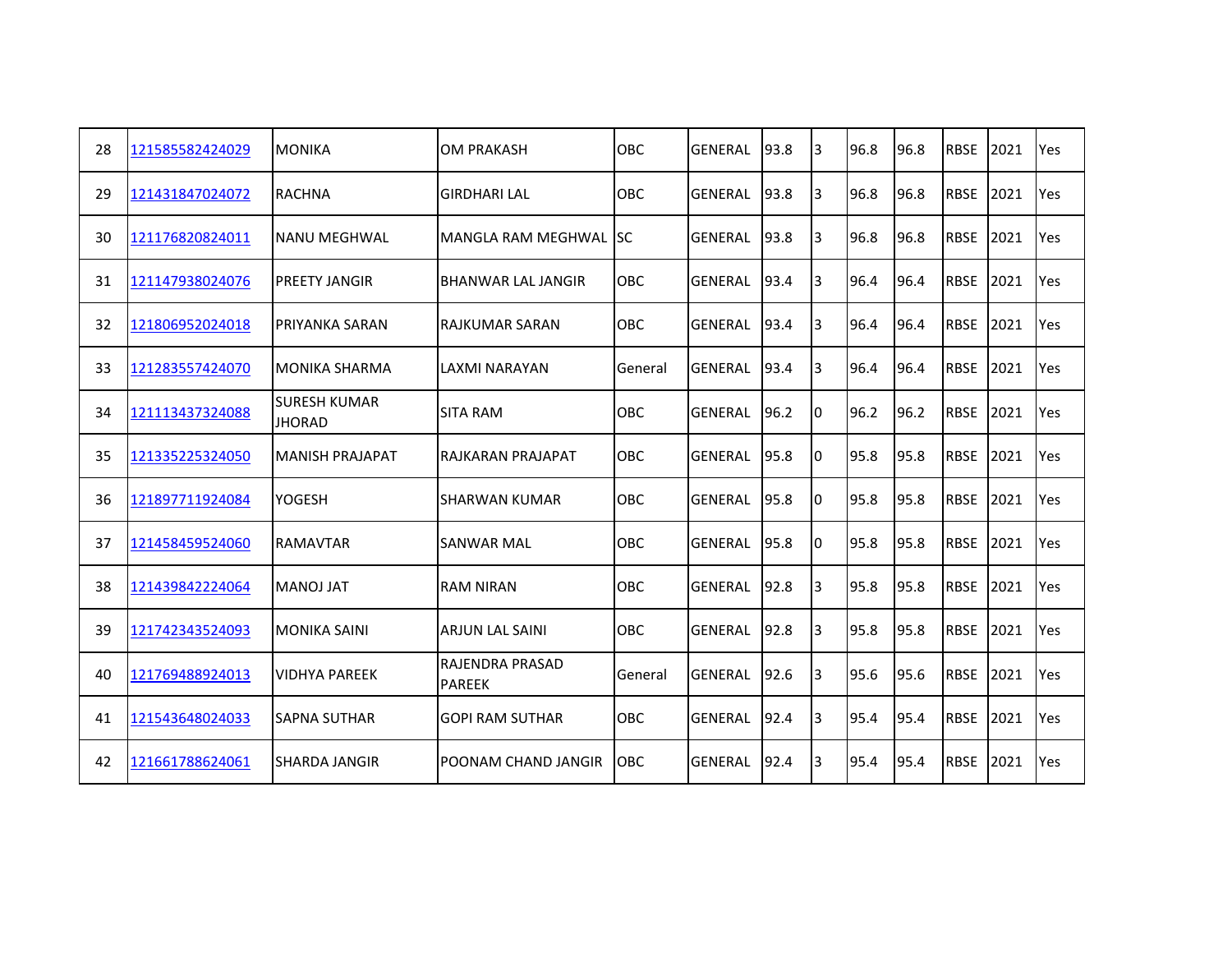| | | | | | | | | | | | | |
|---|---|---|---|---|---|---|---|---|---|---|---|---|
| 28 | 121585582424029 | MONIKA | OM PRAKASH | OBC | GENERAL | 93.8 | 3 | 96.8 | 96.8 | RBSE | 2021 | Yes |
| 29 | 121431847024072 | RACHNA | GIRDHARI LAL | OBC | GENERAL | 93.8 | 3 | 96.8 | 96.8 | RBSE | 2021 | Yes |
| 30 | 121176820824011 | NANU MEGHWAL | MANGLA RAM MEGHWAL | SC | GENERAL | 93.8 | 3 | 96.8 | 96.8 | RBSE | 2021 | Yes |
| 31 | 121147938024076 | PREETY JANGIR | BHANWAR LAL JANGIR | OBC | GENERAL | 93.4 | 3 | 96.4 | 96.4 | RBSE | 2021 | Yes |
| 32 | 121806952024018 | PRIYANKA SARAN | RAJKUMAR SARAN | OBC | GENERAL | 93.4 | 3 | 96.4 | 96.4 | RBSE | 2021 | Yes |
| 33 | 121283557424070 | MONIKA SHARMA | LAXMI NARAYAN | General | GENERAL | 93.4 | 3 | 96.4 | 96.4 | RBSE | 2021 | Yes |
| 34 | 121113437324088 | SURESH KUMAR JHORAD | SITA RAM | OBC | GENERAL | 96.2 | 0 | 96.2 | 96.2 | RBSE | 2021 | Yes |
| 35 | 121335225324050 | MANISH PRAJAPAT | RAJKARAN PRAJAPAT | OBC | GENERAL | 95.8 | 0 | 95.8 | 95.8 | RBSE | 2021 | Yes |
| 36 | 121897711924084 | YOGESH | SHARWAN KUMAR | OBC | GENERAL | 95.8 | 0 | 95.8 | 95.8 | RBSE | 2021 | Yes |
| 37 | 121458459524060 | RAMAVTAR | SANWAR MAL | OBC | GENERAL | 95.8 | 0 | 95.8 | 95.8 | RBSE | 2021 | Yes |
| 38 | 121439842224064 | MANOJ JAT | RAM NIRAN | OBC | GENERAL | 92.8 | 3 | 95.8 | 95.8 | RBSE | 2021 | Yes |
| 39 | 121742343524093 | MONIKA SAINI | ARJUN LAL SAINI | OBC | GENERAL | 92.8 | 3 | 95.8 | 95.8 | RBSE | 2021 | Yes |
| 40 | 121769488924013 | VIDHYA PAREEK | RAJENDRA PRASAD PAREEK | General | GENERAL | 92.6 | 3 | 95.6 | 95.6 | RBSE | 2021 | Yes |
| 41 | 121543648024033 | SAPNA SUTHAR | GOPI RAM SUTHAR | OBC | GENERAL | 92.4 | 3 | 95.4 | 95.4 | RBSE | 2021 | Yes |
| 42 | 121661788624061 | SHARDA JANGIR | POONAM CHAND JANGIR | OBC | GENERAL | 92.4 | 3 | 95.4 | 95.4 | RBSE | 2021 | Yes |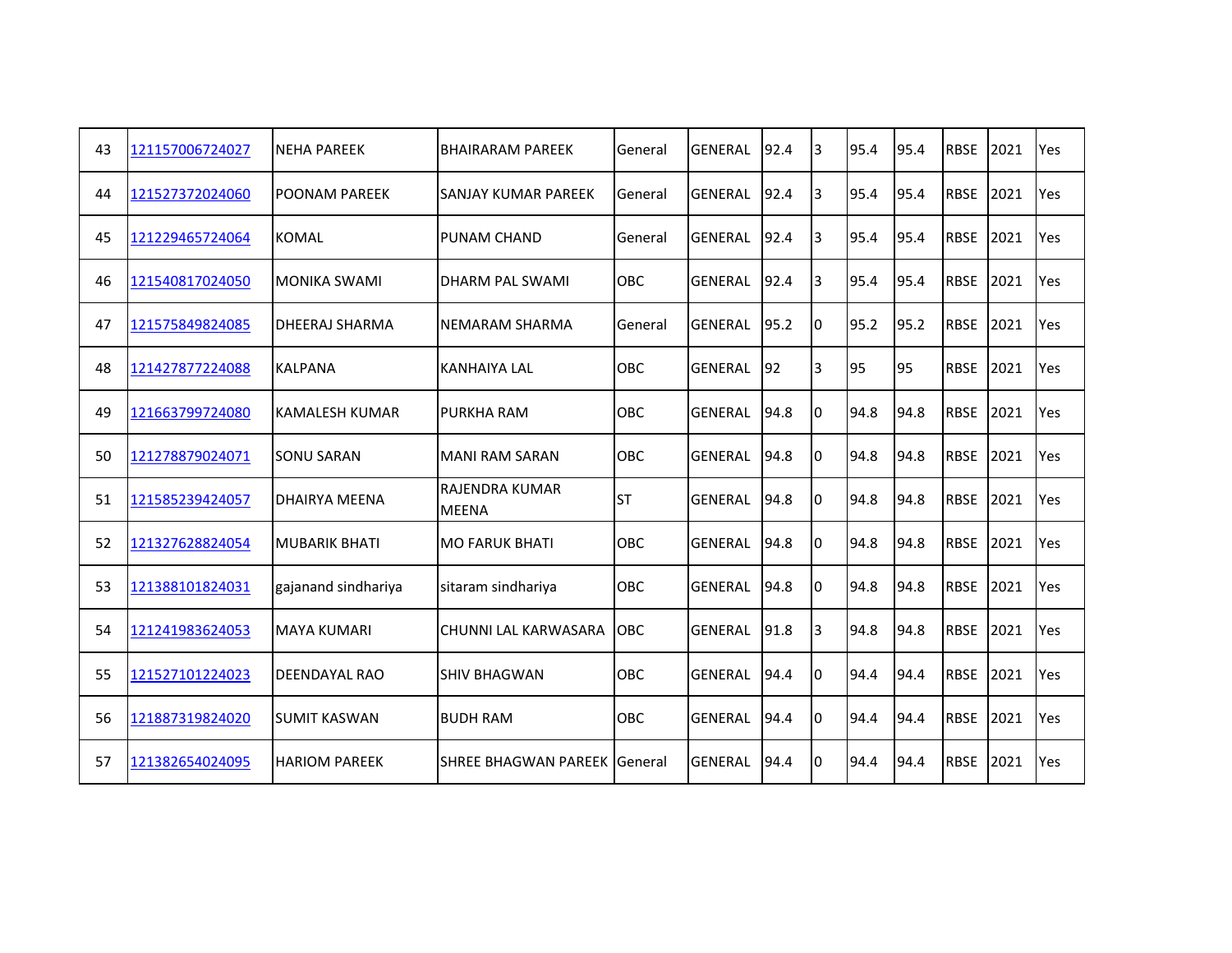| | | | | | | | | | | | | |
|---|---|---|---|---|---|---|---|---|---|---|---|---|
| 43 | 121157006724027 | NEHA PAREEK | BHAIRARAM PAREEK | General | GENERAL | 92.4 | 3 | 95.4 | 95.4 | RBSE | 2021 | Yes |
| 44 | 121527372024060 | POONAM PAREEK | SANJAY KUMAR PAREEK | General | GENERAL | 92.4 | 3 | 95.4 | 95.4 | RBSE | 2021 | Yes |
| 45 | 121229465724064 | KOMAL | PUNAM CHAND | General | GENERAL | 92.4 | 3 | 95.4 | 95.4 | RBSE | 2021 | Yes |
| 46 | 121540817024050 | MONIKA SWAMI | DHARM PAL SWAMI | OBC | GENERAL | 92.4 | 3 | 95.4 | 95.4 | RBSE | 2021 | Yes |
| 47 | 121575849824085 | DHEERAJ SHARMA | NEMARAM SHARMA | General | GENERAL | 95.2 | 0 | 95.2 | 95.2 | RBSE | 2021 | Yes |
| 48 | 121427877224088 | KALPANA | KANHAIYA LAL | OBC | GENERAL | 92 | 3 | 95 | 95 | RBSE | 2021 | Yes |
| 49 | 121663799724080 | KAMALESH KUMAR | PURKHA RAM | OBC | GENERAL | 94.8 | 0 | 94.8 | 94.8 | RBSE | 2021 | Yes |
| 50 | 121278879024071 | SONU SARAN | MANI RAM SARAN | OBC | GENERAL | 94.8 | 0 | 94.8 | 94.8 | RBSE | 2021 | Yes |
| 51 | 121585239424057 | DHAIRYA MEENA | RAJENDRA KUMAR MEENA | ST | GENERAL | 94.8 | 0 | 94.8 | 94.8 | RBSE | 2021 | Yes |
| 52 | 121327628824054 | MUBARIK BHATI | MO FARUK BHATI | OBC | GENERAL | 94.8 | 0 | 94.8 | 94.8 | RBSE | 2021 | Yes |
| 53 | 121388101824031 | gajanand sindhariya | sitaram sindhariya | OBC | GENERAL | 94.8 | 0 | 94.8 | 94.8 | RBSE | 2021 | Yes |
| 54 | 121241983624053 | MAYA KUMARI | CHUNNI LAL KARWASARA | OBC | GENERAL | 91.8 | 3 | 94.8 | 94.8 | RBSE | 2021 | Yes |
| 55 | 121527101224023 | DEENDAYAL RAO | SHIV BHAGWAN | OBC | GENERAL | 94.4 | 0 | 94.4 | 94.4 | RBSE | 2021 | Yes |
| 56 | 121887319824020 | SUMIT KASWAN | BUDH RAM | OBC | GENERAL | 94.4 | 0 | 94.4 | 94.4 | RBSE | 2021 | Yes |
| 57 | 121382654024095 | HARIOM PAREEK | SHREE BHAGWAN PAREEK | General | GENERAL | 94.4 | 0 | 94.4 | 94.4 | RBSE | 2021 | Yes |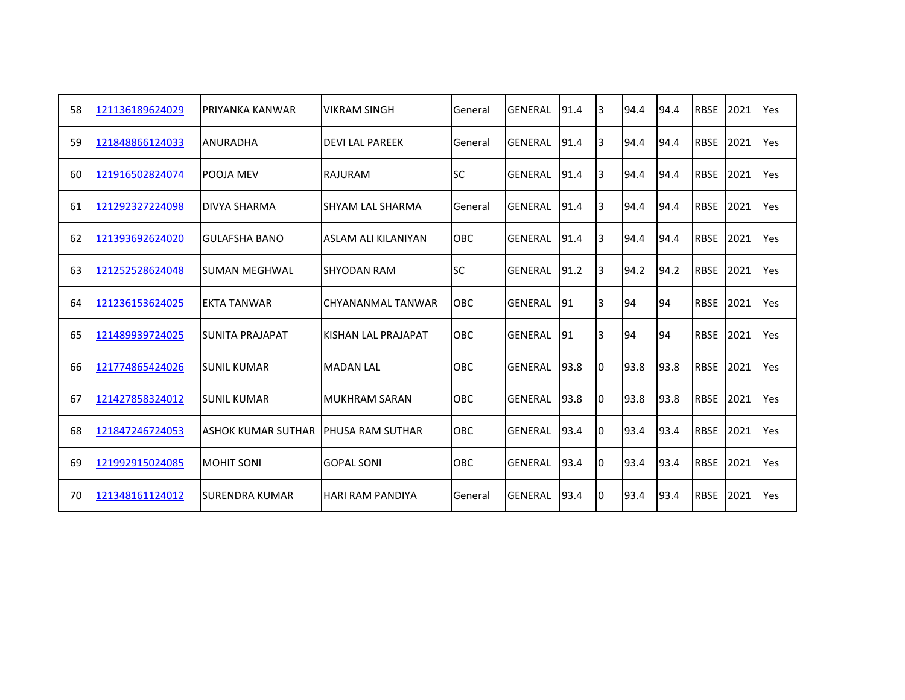| | | | | | | | | | | | | |
|---|---|---|---|---|---|---|---|---|---|---|---|---|
| 58 | 121136189624029 | PRIYANKA KANWAR | VIKRAM SINGH | General | GENERAL | 91.4 | 3 | 94.4 | 94.4 | RBSE | 2021 | Yes |
| 59 | 121848866124033 | ANURADHA | DEVI LAL PAREEK | General | GENERAL | 91.4 | 3 | 94.4 | 94.4 | RBSE | 2021 | Yes |
| 60 | 121916502824074 | POOJA MEV | RAJURAM | SC | GENERAL | 91.4 | 3 | 94.4 | 94.4 | RBSE | 2021 | Yes |
| 61 | 121292327224098 | DIVYA SHARMA | SHYAM LAL SHARMA | General | GENERAL | 91.4 | 3 | 94.4 | 94.4 | RBSE | 2021 | Yes |
| 62 | 121393692624020 | GULAFSHA BANO | ASLAM ALI KILANIYAN | OBC | GENERAL | 91.4 | 3 | 94.4 | 94.4 | RBSE | 2021 | Yes |
| 63 | 121252528624048 | SUMAN MEGHWAL | SHYODAN RAM | SC | GENERAL | 91.2 | 3 | 94.2 | 94.2 | RBSE | 2021 | Yes |
| 64 | 121236153624025 | EKTA TANWAR | CHYANANMAL TANWAR | OBC | GENERAL | 91 | 3 | 94 | 94 | RBSE | 2021 | Yes |
| 65 | 121489939724025 | SUNITA PRAJAPAT | KISHAN LAL PRAJAPAT | OBC | GENERAL | 91 | 3 | 94 | 94 | RBSE | 2021 | Yes |
| 66 | 121774865424026 | SUNIL KUMAR | MADAN LAL | OBC | GENERAL | 93.8 | 0 | 93.8 | 93.8 | RBSE | 2021 | Yes |
| 67 | 121427858324012 | SUNIL KUMAR | MUKHRAM SARAN | OBC | GENERAL | 93.8 | 0 | 93.8 | 93.8 | RBSE | 2021 | Yes |
| 68 | 121847246724053 | ASHOK KUMAR SUTHAR | PHUSA RAM SUTHAR | OBC | GENERAL | 93.4 | 0 | 93.4 | 93.4 | RBSE | 2021 | Yes |
| 69 | 121992915024085 | MOHIT SONI | GOPAL SONI | OBC | GENERAL | 93.4 | 0 | 93.4 | 93.4 | RBSE | 2021 | Yes |
| 70 | 121348161124012 | SURENDRA KUMAR | HARI RAM PANDIYA | General | GENERAL | 93.4 | 0 | 93.4 | 93.4 | RBSE | 2021 | Yes |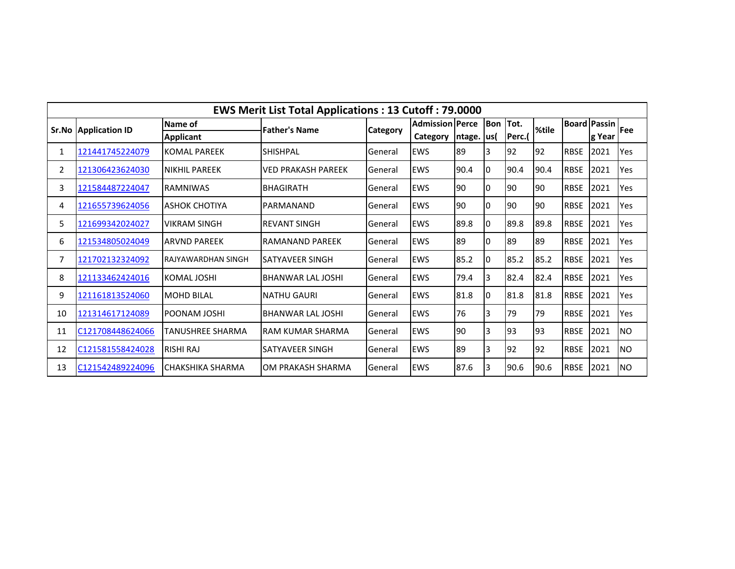| EWS Merit List Total Applications : 13 Cutoff : 79.0000 | | | | | | | | | | | | | |
|---|---|---|---|---|---|---|---|---|---|---|---|---|---|
| Sr.No | Application ID | Name of Applicant | Father's Name | Category | Admission Category | Percentage. | Bonus( | Tot. Perc.( | %tile | Board | Passing Year | Fee |
| 1 | 121441745224079 | KOMAL PAREEK | SHISHPAL | General | EWS | 89 | 3 | 92 | 92 | RBSE | 2021 | Yes |
| 2 | 121306423624030 | NIKHIL PAREEK | VED PRAKASH PAREEK | General | EWS | 90.4 | 0 | 90.4 | 90.4 | RBSE | 2021 | Yes |
| 3 | 121584487224047 | RAMNIWAS | BHAGIRATH | General | EWS | 90 | 0 | 90 | 90 | RBSE | 2021 | Yes |
| 4 | 121655739624056 | ASHOK CHOTIYA | PARMANAND | General | EWS | 90 | 0 | 90 | 90 | RBSE | 2021 | Yes |
| 5 | 121699342024027 | VIKRAM SINGH | REVANT SINGH | General | EWS | 89.8 | 0 | 89.8 | 89.8 | RBSE | 2021 | Yes |
| 6 | 121534805024049 | ARVND PAREEK | RAMANAND PAREEK | General | EWS | 89 | 0 | 89 | 89 | RBSE | 2021 | Yes |
| 7 | 121702132324092 | RAJYAWARDHAN SINGH | SATYAVEER SINGH | General | EWS | 85.2 | 0 | 85.2 | 85.2 | RBSE | 2021 | Yes |
| 8 | 121133462424016 | KOMAL JOSHI | BHANWAR LAL JOSHI | General | EWS | 79.4 | 3 | 82.4 | 82.4 | RBSE | 2021 | Yes |
| 9 | 121161813524060 | MOHD BILAL | NATHU GAURI | General | EWS | 81.8 | 0 | 81.8 | 81.8 | RBSE | 2021 | Yes |
| 10 | 121314617124089 | POONAM JOSHI | BHANWAR LAL JOSHI | General | EWS | 76 | 3 | 79 | 79 | RBSE | 2021 | Yes |
| 11 | C121708448624066 | TANUSHREE SHARMA | RAM KUMAR SHARMA | General | EWS | 90 | 3 | 93 | 93 | RBSE | 2021 | NO |
| 12 | C121581558424028 | RISHI RAJ | SATYAVEER SINGH | General | EWS | 89 | 3 | 92 | 92 | RBSE | 2021 | NO |
| 13 | C121542489224096 | CHAKSHIKA SHARMA | OM PRAKASH SHARMA | General | EWS | 87.6 | 3 | 90.6 | 90.6 | RBSE | 2021 | NO |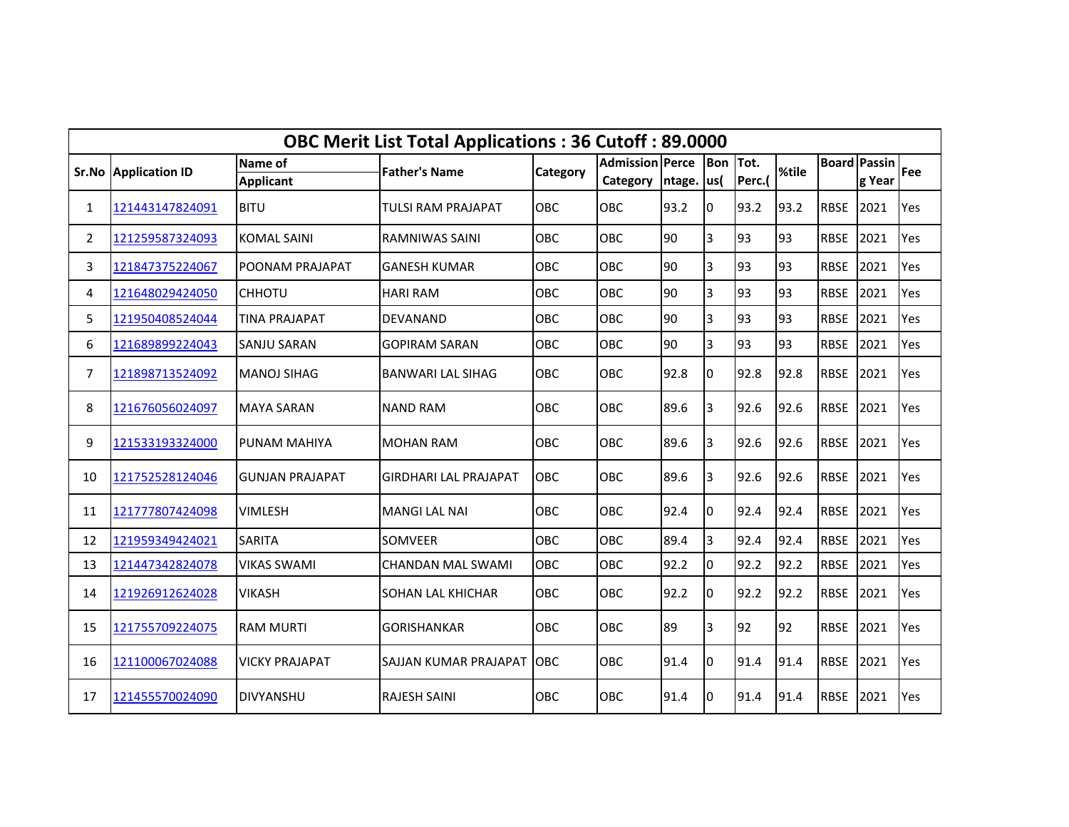| OBC Merit List Total Applications : 36 Cutoff : 89.0000 | | | | | | | | | | | | |
|---|---|---|---|---|---|---|---|---|---|---|---|---|
| Sr.No | Application ID | Name of Applicant | Father's Name | Category | Admission Category | Percentage. | Bonus( | Tot. Perc.( | %tile | Board | Passing Year | Fee |
| 1 | 121443147824091 | BITU | TULSI RAM PRAJAPAT | OBC | OBC | 93.2 | 0 | 93.2 | 93.2 | RBSE | 2021 | Yes |
| 2 | 121259587324093 | KOMAL SAINI | RAMNIWAS SAINI | OBC | OBC | 90 | 3 | 93 | 93 | RBSE | 2021 | Yes |
| 3 | 121847375224067 | POONAM PRAJAPAT | GANESH KUMAR | OBC | OBC | 90 | 3 | 93 | 93 | RBSE | 2021 | Yes |
| 4 | 121648029424050 | CHHOTU | HARI RAM | OBC | OBC | 90 | 3 | 93 | 93 | RBSE | 2021 | Yes |
| 5 | 121950408524044 | TINA PRAJAPAT | DEVANAND | OBC | OBC | 90 | 3 | 93 | 93 | RBSE | 2021 | Yes |
| 6 | 121689899224043 | SANJU SARAN | GOPIRAM SARAN | OBC | OBC | 90 | 3 | 93 | 93 | RBSE | 2021 | Yes |
| 7 | 121898713524092 | MANOJ SIHAG | BANWARI LAL SIHAG | OBC | OBC | 92.8 | 0 | 92.8 | 92.8 | RBSE | 2021 | Yes |
| 8 | 121676056024097 | MAYA SARAN | NAND RAM | OBC | OBC | 89.6 | 3 | 92.6 | 92.6 | RBSE | 2021 | Yes |
| 9 | 121533193324000 | PUNAM MAHIYA | MOHAN RAM | OBC | OBC | 89.6 | 3 | 92.6 | 92.6 | RBSE | 2021 | Yes |
| 10 | 121752528124046 | GUNJAN PRAJAPAT | GIRDHARI LAL PRAJAPAT | OBC | OBC | 89.6 | 3 | 92.6 | 92.6 | RBSE | 2021 | Yes |
| 11 | 121777807424098 | VIMLESH | MANGI LAL NAI | OBC | OBC | 92.4 | 0 | 92.4 | 92.4 | RBSE | 2021 | Yes |
| 12 | 121959349424021 | SARITA | SOMVEER | OBC | OBC | 89.4 | 3 | 92.4 | 92.4 | RBSE | 2021 | Yes |
| 13 | 121447342824078 | VIKAS SWAMI | CHANDAN MAL SWAMI | OBC | OBC | 92.2 | 0 | 92.2 | 92.2 | RBSE | 2021 | Yes |
| 14 | 121926912624028 | VIKASH | SOHAN LAL KHICHAR | OBC | OBC | 92.2 | 0 | 92.2 | 92.2 | RBSE | 2021 | Yes |
| 15 | 121755709224075 | RAM MURTI | GORISHANKAR | OBC | OBC | 89 | 3 | 92 | 92 | RBSE | 2021 | Yes |
| 16 | 121100067024088 | VICKY PRAJAPAT | SAJJAN KUMAR PRAJAPAT | OBC | OBC | 91.4 | 0 | 91.4 | 91.4 | RBSE | 2021 | Yes |
| 17 | 121455570024090 | DIVYANSHU | RAJESH SAINI | OBC | OBC | 91.4 | 0 | 91.4 | 91.4 | RBSE | 2021 | Yes |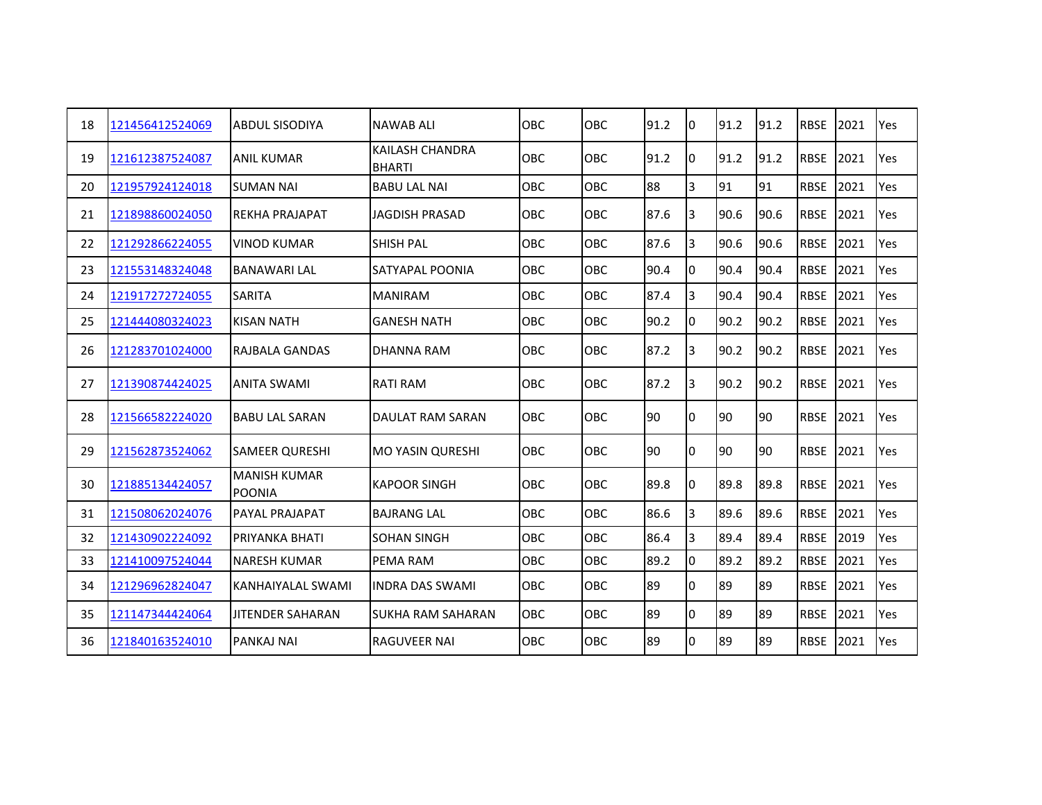| | | | | | | | | | | | | |
|---|---|---|---|---|---|---|---|---|---|---|---|---|
| 18 | 121456412524069 | ABDUL SISODIYA | NAWAB ALI | OBC | OBC | 91.2 | 0 | 91.2 | 91.2 | RBSE | 2021 | Yes |
| 19 | 121612387524087 | ANIL KUMAR | KAILASH CHANDRA BHARTI | OBC | OBC | 91.2 | 0 | 91.2 | 91.2 | RBSE | 2021 | Yes |
| 20 | 121957924124018 | SUMAN NAI | BABU LAL NAI | OBC | OBC | 88 | 3 | 91 | 91 | RBSE | 2021 | Yes |
| 21 | 121898860024050 | REKHA PRAJAPAT | JAGDISH PRASAD | OBC | OBC | 87.6 | 3 | 90.6 | 90.6 | RBSE | 2021 | Yes |
| 22 | 121292866224055 | VINOD KUMAR | SHISH PAL | OBC | OBC | 87.6 | 3 | 90.6 | 90.6 | RBSE | 2021 | Yes |
| 23 | 121553148324048 | BANAWARI LAL | SATYAPAL POONIA | OBC | OBC | 90.4 | 0 | 90.4 | 90.4 | RBSE | 2021 | Yes |
| 24 | 121917272724055 | SARITA | MANIRAM | OBC | OBC | 87.4 | 3 | 90.4 | 90.4 | RBSE | 2021 | Yes |
| 25 | 121444080324023 | KISAN NATH | GANESH NATH | OBC | OBC | 90.2 | 0 | 90.2 | 90.2 | RBSE | 2021 | Yes |
| 26 | 121283701024000 | RAJBALA GANDAS | DHANNA RAM | OBC | OBC | 87.2 | 3 | 90.2 | 90.2 | RBSE | 2021 | Yes |
| 27 | 121390874424025 | ANITA SWAMI | RATI RAM | OBC | OBC | 87.2 | 3 | 90.2 | 90.2 | RBSE | 2021 | Yes |
| 28 | 121566582224020 | BABU LAL SARAN | DAULAT RAM SARAN | OBC | OBC | 90 | 0 | 90 | 90 | RBSE | 2021 | Yes |
| 29 | 121562873524062 | SAMEER QURESHI | MO YASIN QURESHI | OBC | OBC | 90 | 0 | 90 | 90 | RBSE | 2021 | Yes |
| 30 | 121885134424057 | MANISH KUMAR POONIA | KAPOOR SINGH | OBC | OBC | 89.8 | 0 | 89.8 | 89.8 | RBSE | 2021 | Yes |
| 31 | 121508062024076 | PAYAL PRAJAPAT | BAJRANG LAL | OBC | OBC | 86.6 | 3 | 89.6 | 89.6 | RBSE | 2021 | Yes |
| 32 | 121430902224092 | PRIYANKA BHATI | SOHAN SINGH | OBC | OBC | 86.4 | 3 | 89.4 | 89.4 | RBSE | 2019 | Yes |
| 33 | 121410097524044 | NARESH KUMAR | PEMA RAM | OBC | OBC | 89.2 | 0 | 89.2 | 89.2 | RBSE | 2021 | Yes |
| 34 | 121296962824047 | KANHAIYALAL SWAMI | INDRA DAS SWAMI | OBC | OBC | 89 | 0 | 89 | 89 | RBSE | 2021 | Yes |
| 35 | 121147344424064 | JITENDER SAHARAN | SUKHA RAM SAHARAN | OBC | OBC | 89 | 0 | 89 | 89 | RBSE | 2021 | Yes |
| 36 | 121840163524010 | PANKAJ NAI | RAGUVEER NAI | OBC | OBC | 89 | 0 | 89 | 89 | RBSE | 2021 | Yes |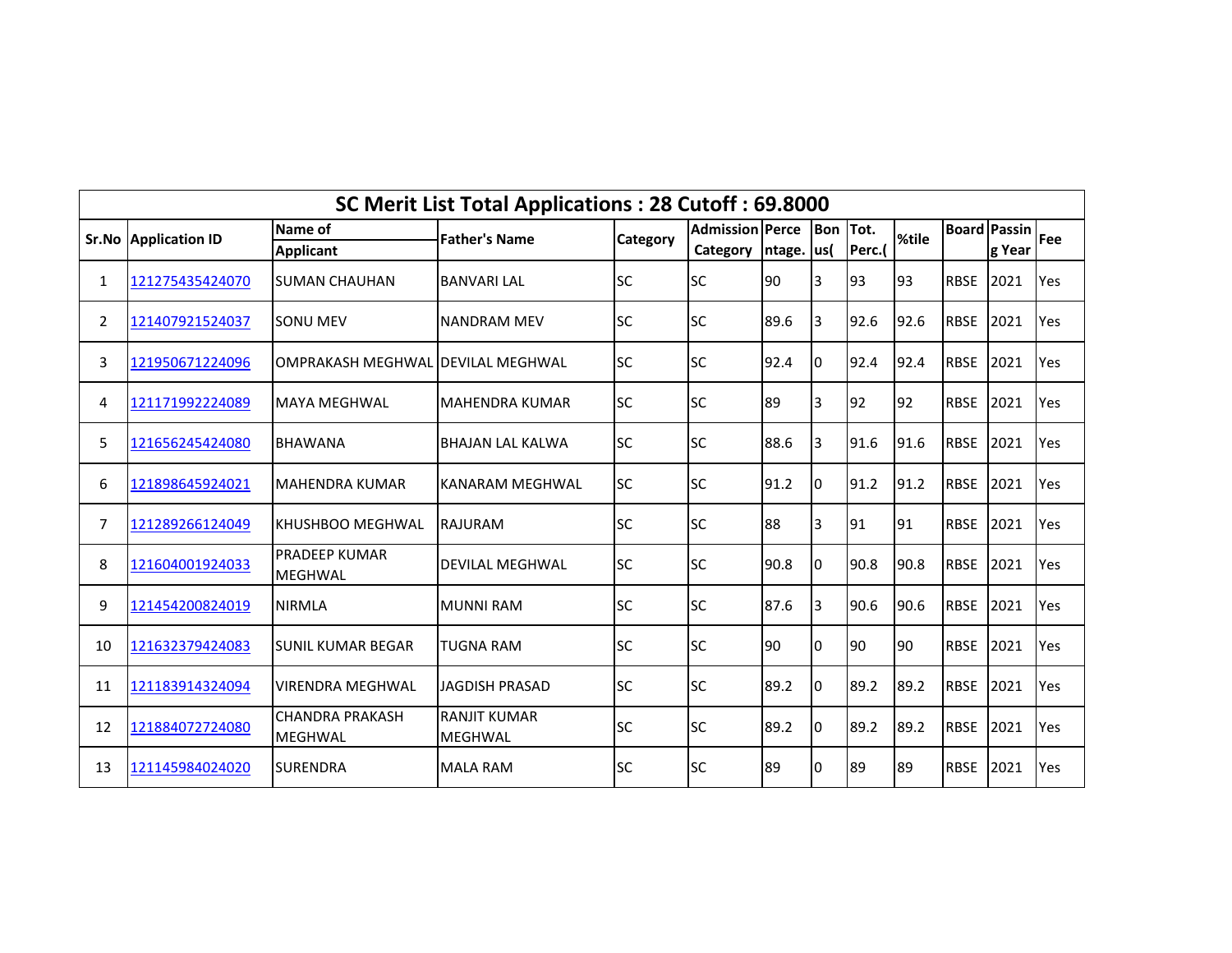## SC Merit List Total Applications : 28 Cutoff : 69.8000

| Sr.No | Application ID | Name of Applicant | Father's Name | Category | Admission Category | Percentage. | Bonus( | Tot. Perc.( | %tile | Board | Passing Year | Fee |
|---|---|---|---|---|---|---|---|---|---|---|---|---|
| 1 | 121275435424070 | SUMAN CHAUHAN | BANVARI LAL | SC | SC | 90 | 3 | 93 | 93 | RBSE | 2021 | Yes |
| 2 | 121407921524037 | SONU MEV | NANDRAM MEV | SC | SC | 89.6 | 3 | 92.6 | 92.6 | RBSE | 2021 | Yes |
| 3 | 121950671224096 | OMPRAKASH MEGHWAL | DEVILAL MEGHWAL | SC | SC | 92.4 | 0 | 92.4 | 92.4 | RBSE | 2021 | Yes |
| 4 | 121171992224089 | MAYA MEGHWAL | MAHENDRA KUMAR | SC | SC | 89 | 3 | 92 | 92 | RBSE | 2021 | Yes |
| 5 | 121656245424080 | BHAWANA | BHAJAN LAL KALWA | SC | SC | 88.6 | 3 | 91.6 | 91.6 | RBSE | 2021 | Yes |
| 6 | 121898645924021 | MAHENDRA KUMAR | KANARAM MEGHWAL | SC | SC | 91.2 | 0 | 91.2 | 91.2 | RBSE | 2021 | Yes |
| 7 | 121289266124049 | KHUSHBOO MEGHWAL | RAJURAM | SC | SC | 88 | 3 | 91 | 91 | RBSE | 2021 | Yes |
| 8 | 121604001924033 | PRADEEP KUMAR MEGHWAL | DEVILAL MEGHWAL | SC | SC | 90.8 | 0 | 90.8 | 90.8 | RBSE | 2021 | Yes |
| 9 | 121454200824019 | NIRMLA | MUNNI RAM | SC | SC | 87.6 | 3 | 90.6 | 90.6 | RBSE | 2021 | Yes |
| 10 | 121632379424083 | SUNIL KUMAR BEGAR | TUGNA RAM | SC | SC | 90 | 0 | 90 | 90 | RBSE | 2021 | Yes |
| 11 | 121183914324094 | VIRENDRA MEGHWAL | JAGDISH PRASAD | SC | SC | 89.2 | 0 | 89.2 | 89.2 | RBSE | 2021 | Yes |
| 12 | 121884072724080 | CHANDRA PRAKASH MEGHWAL | RANJIT KUMAR MEGHWAL | SC | SC | 89.2 | 0 | 89.2 | 89.2 | RBSE | 2021 | Yes |
| 13 | 121145984024020 | SURENDRA | MALA RAM | SC | SC | 89 | 0 | 89 | 89 | RBSE | 2021 | Yes |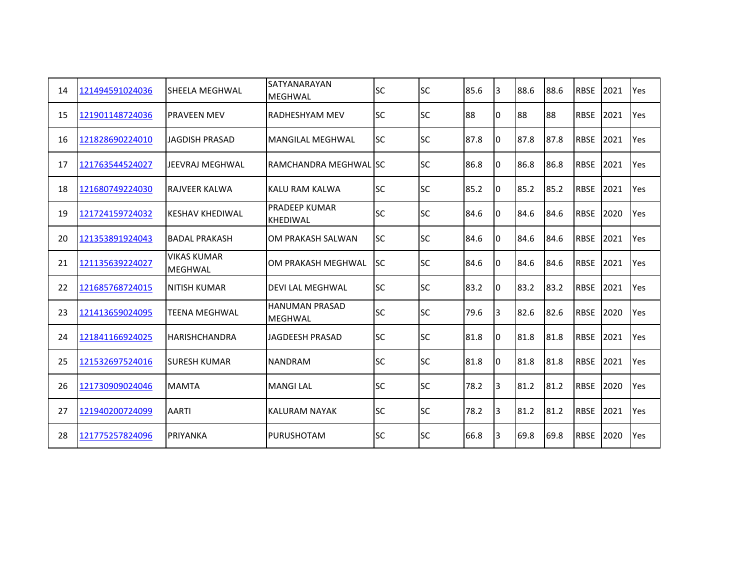| | | | | | | | | | | | | |
|---|---|---|---|---|---|---|---|---|---|---|---|---|
| 14 | 121494591024036 | SHEELA MEGHWAL | SATYANARAYAN MEGHWAL | SC | SC | 85.6 | 3 | 88.6 | 88.6 | RBSE | 2021 | Yes |
| 15 | 121901148724036 | PRAVEEN MEV | RADHESHYAM MEV | SC | SC | 88 | 0 | 88 | 88 | RBSE | 2021 | Yes |
| 16 | 121828690224010 | JAGDISH PRASAD | MANGILAL MEGHWAL | SC | SC | 87.8 | 0 | 87.8 | 87.8 | RBSE | 2021 | Yes |
| 17 | 121763544524027 | JEEVRAJ MEGHWAL | RAMCHANDRA MEGHWAL | SC | SC | 86.8 | 0 | 86.8 | 86.8 | RBSE | 2021 | Yes |
| 18 | 121680749224030 | RAJVEER KALWA | KALU RAM KALWA | SC | SC | 85.2 | 0 | 85.2 | 85.2 | RBSE | 2021 | Yes |
| 19 | 121724159724032 | KESHAV KHEDIWAL | PRADEEP KUMAR KHEDIWAL | SC | SC | 84.6 | 0 | 84.6 | 84.6 | RBSE | 2020 | Yes |
| 20 | 121353891924043 | BADAL PRAKASH | OM PRAKASH SALWAN | SC | SC | 84.6 | 0 | 84.6 | 84.6 | RBSE | 2021 | Yes |
| 21 | 121135639224027 | VIKAS KUMAR MEGHWAL | OM PRAKASH MEGHWAL | SC | SC | 84.6 | 0 | 84.6 | 84.6 | RBSE | 2021 | Yes |
| 22 | 121685768724015 | NITISH KUMAR | DEVI LAL MEGHWAL | SC | SC | 83.2 | 0 | 83.2 | 83.2 | RBSE | 2021 | Yes |
| 23 | 121413659024095 | TEENA MEGHWAL | HANUMAN PRASAD MEGHWAL | SC | SC | 79.6 | 3 | 82.6 | 82.6 | RBSE | 2020 | Yes |
| 24 | 121841166924025 | HARISHCHANDRA | JAGDEESH PRASAD | SC | SC | 81.8 | 0 | 81.8 | 81.8 | RBSE | 2021 | Yes |
| 25 | 121532697524016 | SURESH KUMAR | NANDRAM | SC | SC | 81.8 | 0 | 81.8 | 81.8 | RBSE | 2021 | Yes |
| 26 | 121730909024046 | MAMTA | MANGI LAL | SC | SC | 78.2 | 3 | 81.2 | 81.2 | RBSE | 2020 | Yes |
| 27 | 121940200724099 | AARTI | KALURAM NAYAK | SC | SC | 78.2 | 3 | 81.2 | 81.2 | RBSE | 2021 | Yes |
| 28 | 121775257824096 | PRIYANKA | PURUSHOTAM | SC | SC | 66.8 | 3 | 69.8 | 69.8 | RBSE | 2020 | Yes |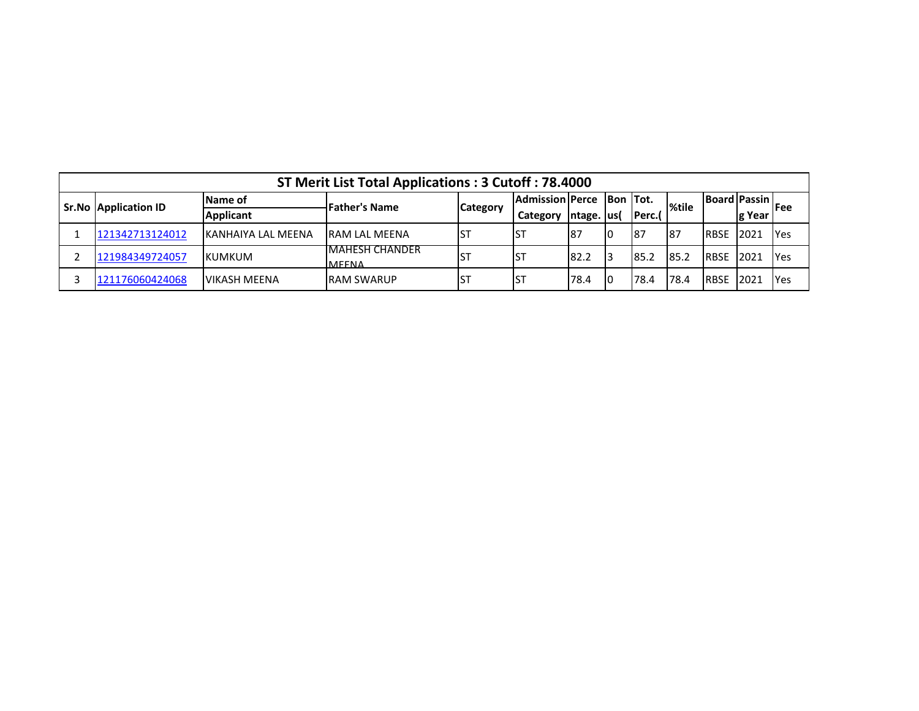| ST Merit List Total Applications : 3 Cutoff : 78.4000 | | | | | | | | | | | | |
|---|---|---|---|---|---|---|---|---|---|---|---|---|
| Sr.No | Application ID | Name of Applicant | Father's Name | Category | Admission Category | Percentage. | Bonus( | Tot. Perc.( | %tile | Board | Passing Year | Fee |
| 1 | 121342713124012 | KANHAIYA LAL MEENA | RAM LAL MEENA | ST | ST | 87 | 0 | 87 | 87 | RBSE | 2021 | Yes |
| 2 | 121984349724057 | KUMKUM | MAHESH CHANDER MEENA | ST | ST | 82.2 | 3 | 85.2 | 85.2 | RBSE | 2021 | Yes |
| 3 | 121176060424068 | VIKASH MEENA | RAM SWARUP | ST | ST | 78.4 | 0 | 78.4 | 78.4 | RBSE | 2021 | Yes |